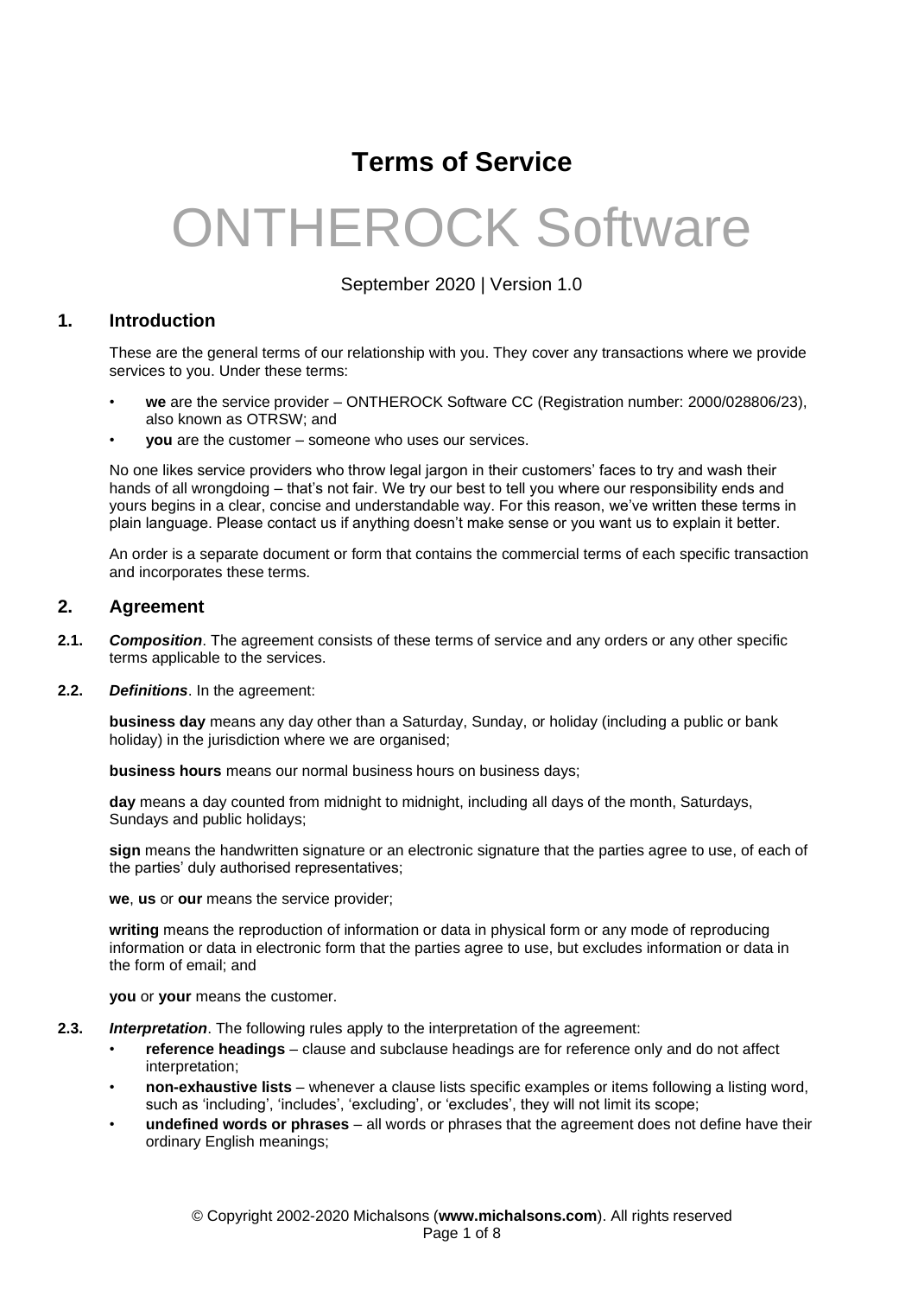# Terms of Service

# ONTHEROCK Software

September 2020 | Version 1.0

## 1. Introduction

These are the general terms of our relationship with you. They cover any transactions where we provide services to you. Under these terms:

- **we** are the service provider – ONTHEROCK Software CC (Registration number: 2000/028806/23), also known as OTRSW; and
- **you** are the customer – someone who uses our services.

No one likes service providers who throw legal jargon in their customers' faces to try and wash their hands of all wrongdoing – that's not fair. We try our best to tell you where our responsibility ends and yours begins in a clear, concise and understandable way. For this reason, we've written these terms in plain language. Please contact us if anything doesn't make sense or you want us to explain it better.

An order is a separate document or form that contains the commercial terms of each specific transaction and incorporates these terms.

## 2. Agreement

**2.1.** ***Composition***. The agreement consists of these terms of service and any orders or any other specific terms applicable to the services.

**2.2.** ***Definitions***. In the agreement:

**business day** means any day other than a Saturday, Sunday, or holiday (including a public or bank holiday) in the jurisdiction where we are organised;

**business hours** means our normal business hours on business days;

**day** means a day counted from midnight to midnight, including all days of the month, Saturdays, Sundays and public holidays;

**sign** means the handwritten signature or an electronic signature that the parties agree to use, of each of the parties' duly authorised representatives;

**we**, **us** or **our** means the service provider;

**writing** means the reproduction of information or data in physical form or any mode of reproducing information or data in electronic form that the parties agree to use, but excludes information or data in the form of email; and

**you** or **your** means the customer.

**2.3.** ***Interpretation***. The following rules apply to the interpretation of the agreement:

- **reference headings** – clause and subclause headings are for reference only and do not affect interpretation;
- **non-exhaustive lists** – whenever a clause lists specific examples or items following a listing word, such as 'including', 'includes', 'excluding', or 'excludes', they will not limit its scope;
- **undefined words or phrases** – all words or phrases that the agreement does not define have their ordinary English meanings;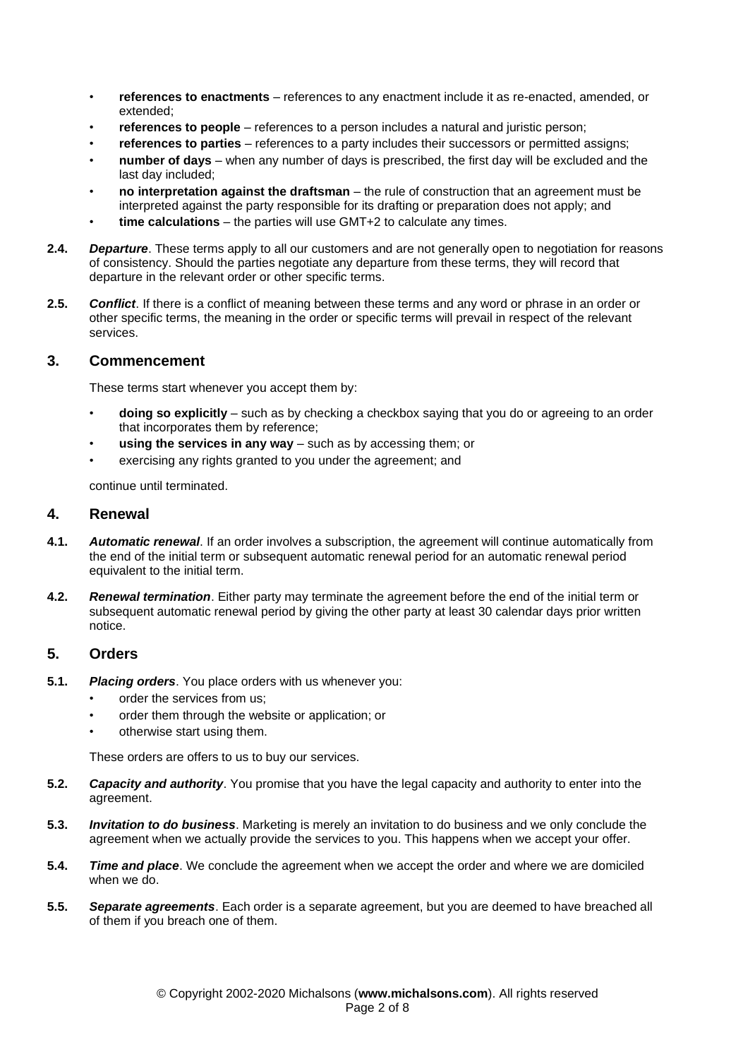- **references to enactments** – references to any enactment include it as re-enacted, amended, or extended;
- **references to people** – references to a person includes a natural and juristic person;
- **references to parties** – references to a party includes their successors or permitted assigns;
- **number of days** – when any number of days is prescribed, the first day will be excluded and the last day included;
- **no interpretation against the draftsman** – the rule of construction that an agreement must be interpreted against the party responsible for its drafting or preparation does not apply; and
- **time calculations** – the parties will use GMT+2 to calculate any times.

**2.4.** ***Departure***. These terms apply to all our customers and are not generally open to negotiation for reasons of consistency. Should the parties negotiate any departure from these terms, they will record that departure in the relevant order or other specific terms.

**2.5.** ***Conflict***. If there is a conflict of meaning between these terms and any word or phrase in an order or other specific terms, the meaning in the order or specific terms will prevail in respect of the relevant services.

## 3. Commencement

These terms start whenever you accept them by:

- **doing so explicitly** – such as by checking a checkbox saying that you do or agreeing to an order that incorporates them by reference;
- **using the services in any way** – such as by accessing them; or
- exercising any rights granted to you under the agreement; and

continue until terminated.

## 4. Renewal

**4.1.** ***Automatic renewal***. If an order involves a subscription, the agreement will continue automatically from the end of the initial term or subsequent automatic renewal period for an automatic renewal period equivalent to the initial term.

**4.2.** ***Renewal termination***. Either party may terminate the agreement before the end of the initial term or subsequent automatic renewal period by giving the other party at least 30 calendar days prior written notice.

## 5. Orders

**5.1.** ***Placing orders***. You place orders with us whenever you:

- order the services from us;
- order them through the website or application; or
- otherwise start using them.

These orders are offers to us to buy our services.

**5.2.** ***Capacity and authority***. You promise that you have the legal capacity and authority to enter into the agreement.

**5.3.** ***Invitation to do business***. Marketing is merely an invitation to do business and we only conclude the agreement when we actually provide the services to you. This happens when we accept your offer.

**5.4.** ***Time and place***. We conclude the agreement when we accept the order and where we are domiciled when we do.

**5.5.** ***Separate agreements***. Each order is a separate agreement, but you are deemed to have breached all of them if you breach one of them.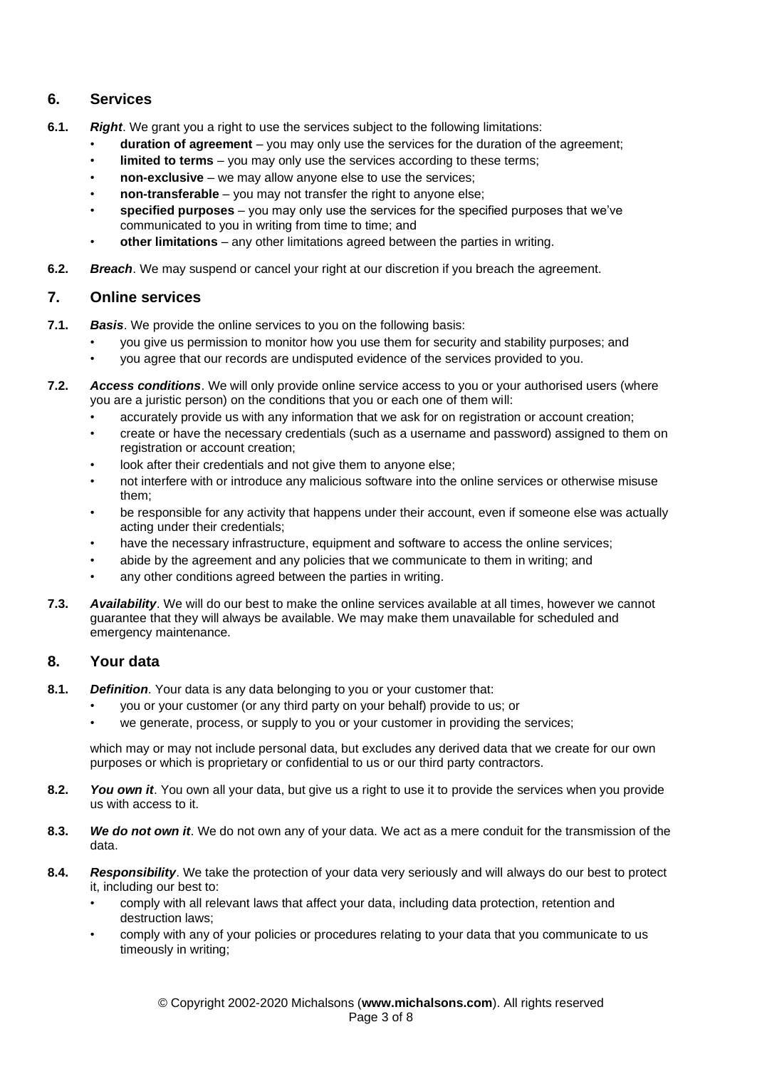## 6. Services

**6.1.** ***Right***. We grant you a right to use the services subject to the following limitations:

- **duration of agreement** – you may only use the services for the duration of the agreement;
- **limited to terms** – you may only use the services according to these terms;
- **non-exclusive** – we may allow anyone else to use the services;
- **non-transferable** – you may not transfer the right to anyone else;
- **specified purposes** – you may only use the services for the specified purposes that we've communicated to you in writing from time to time; and
- **other limitations** – any other limitations agreed between the parties in writing.

**6.2.** ***Breach***. We may suspend or cancel your right at our discretion if you breach the agreement.

## 7. Online services

**7.1.** ***Basis***. We provide the online services to you on the following basis:

- you give us permission to monitor how you use them for security and stability purposes; and
- you agree that our records are undisputed evidence of the services provided to you.

**7.2.** ***Access conditions***. We will only provide online service access to you or your authorised users (where you are a juristic person) on the conditions that you or each one of them will:

- accurately provide us with any information that we ask for on registration or account creation;
- create or have the necessary credentials (such as a username and password) assigned to them on registration or account creation;
- look after their credentials and not give them to anyone else;
- not interfere with or introduce any malicious software into the online services or otherwise misuse them;
- be responsible for any activity that happens under their account, even if someone else was actually acting under their credentials;
- have the necessary infrastructure, equipment and software to access the online services;
- abide by the agreement and any policies that we communicate to them in writing; and
- any other conditions agreed between the parties in writing.

**7.3.** ***Availability***. We will do our best to make the online services available at all times, however we cannot guarantee that they will always be available. We may make them unavailable for scheduled and emergency maintenance.

## 8. Your data

**8.1.** ***Definition***. Your data is any data belonging to you or your customer that:

- you or your customer (or any third party on your behalf) provide to us; or
- we generate, process, or supply to you or your customer in providing the services;

which may or may not include personal data, but excludes any derived data that we create for our own purposes or which is proprietary or confidential to us or our third party contractors.

**8.2.** ***You own it***. You own all your data, but give us a right to use it to provide the services when you provide us with access to it.

**8.3.** ***We do not own it***. We do not own any of your data. We act as a mere conduit for the transmission of the data.

**8.4.** ***Responsibility***. We take the protection of your data very seriously and will always do our best to protect it, including our best to:

- comply with all relevant laws that affect your data, including data protection, retention and destruction laws;
- comply with any of your policies or procedures relating to your data that you communicate to us timeously in writing;

© Copyright 2002-2020 Michalsons (**www.michalsons.com**). All rights reserved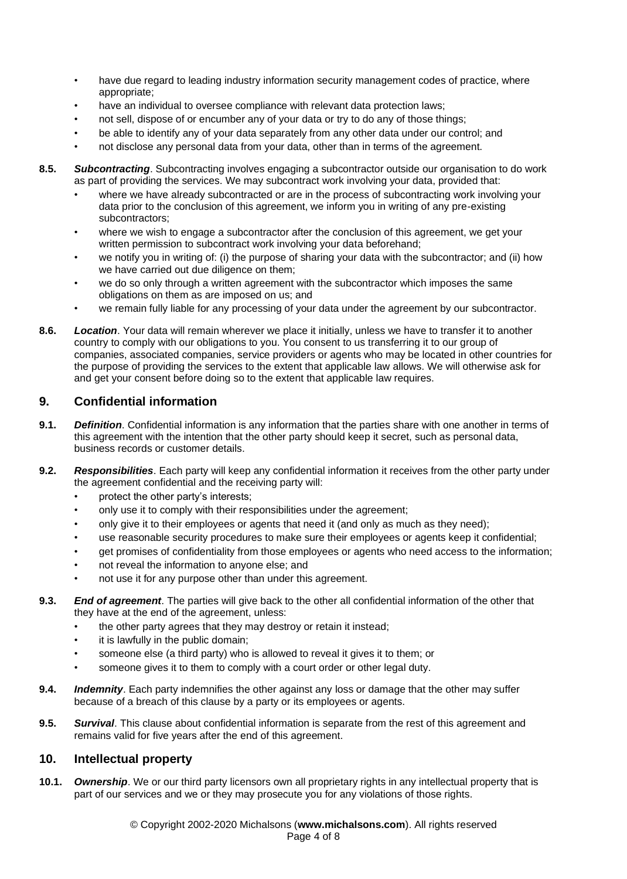- have due regard to leading industry information security management codes of practice, where appropriate;
- have an individual to oversee compliance with relevant data protection laws;
- not sell, dispose of or encumber any of your data or try to do any of those things;
- be able to identify any of your data separately from any other data under our control; and
- not disclose any personal data from your data, other than in terms of the agreement.

**8.5.** ***Subcontracting***. Subcontracting involves engaging a subcontractor outside our organisation to do work as part of providing the services. We may subcontract work involving your data, provided that:

- where we have already subcontracted or are in the process of subcontracting work involving your data prior to the conclusion of this agreement, we inform you in writing of any pre-existing subcontractors;
- where we wish to engage a subcontractor after the conclusion of this agreement, we get your written permission to subcontract work involving your data beforehand;
- we notify you in writing of: (i) the purpose of sharing your data with the subcontractor; and (ii) how we have carried out due diligence on them;
- we do so only through a written agreement with the subcontractor which imposes the same obligations on them as are imposed on us; and
- we remain fully liable for any processing of your data under the agreement by our subcontractor.

**8.6.** ***Location***. Your data will remain wherever we place it initially, unless we have to transfer it to another country to comply with our obligations to you. You consent to us transferring it to our group of companies, associated companies, service providers or agents who may be located in other countries for the purpose of providing the services to the extent that applicable law allows. We will otherwise ask for and get your consent before doing so to the extent that applicable law requires.

## 9. Confidential information

**9.1.** ***Definition***. Confidential information is any information that the parties share with one another in terms of this agreement with the intention that the other party should keep it secret, such as personal data, business records or customer details.

**9.2.** ***Responsibilities***. Each party will keep any confidential information it receives from the other party under the agreement confidential and the receiving party will:

- protect the other party's interests;
- only use it to comply with their responsibilities under the agreement;
- only give it to their employees or agents that need it (and only as much as they need);
- use reasonable security procedures to make sure their employees or agents keep it confidential;
- get promises of confidentiality from those employees or agents who need access to the information;
- not reveal the information to anyone else; and
- not use it for any purpose other than under this agreement.

**9.3.** ***End of agreement***. The parties will give back to the other all confidential information of the other that they have at the end of the agreement, unless:

- the other party agrees that they may destroy or retain it instead;
- it is lawfully in the public domain;
- someone else (a third party) who is allowed to reveal it gives it to them; or
- someone gives it to them to comply with a court order or other legal duty.

**9.4.** ***Indemnity***. Each party indemnifies the other against any loss or damage that the other may suffer because of a breach of this clause by a party or its employees or agents.

**9.5.** ***Survival***. This clause about confidential information is separate from the rest of this agreement and remains valid for five years after the end of this agreement.

## 10. Intellectual property

**10.1.** ***Ownership***. We or our third party licensors own all proprietary rights in any intellectual property that is part of our services and we or they may prosecute you for any violations of those rights.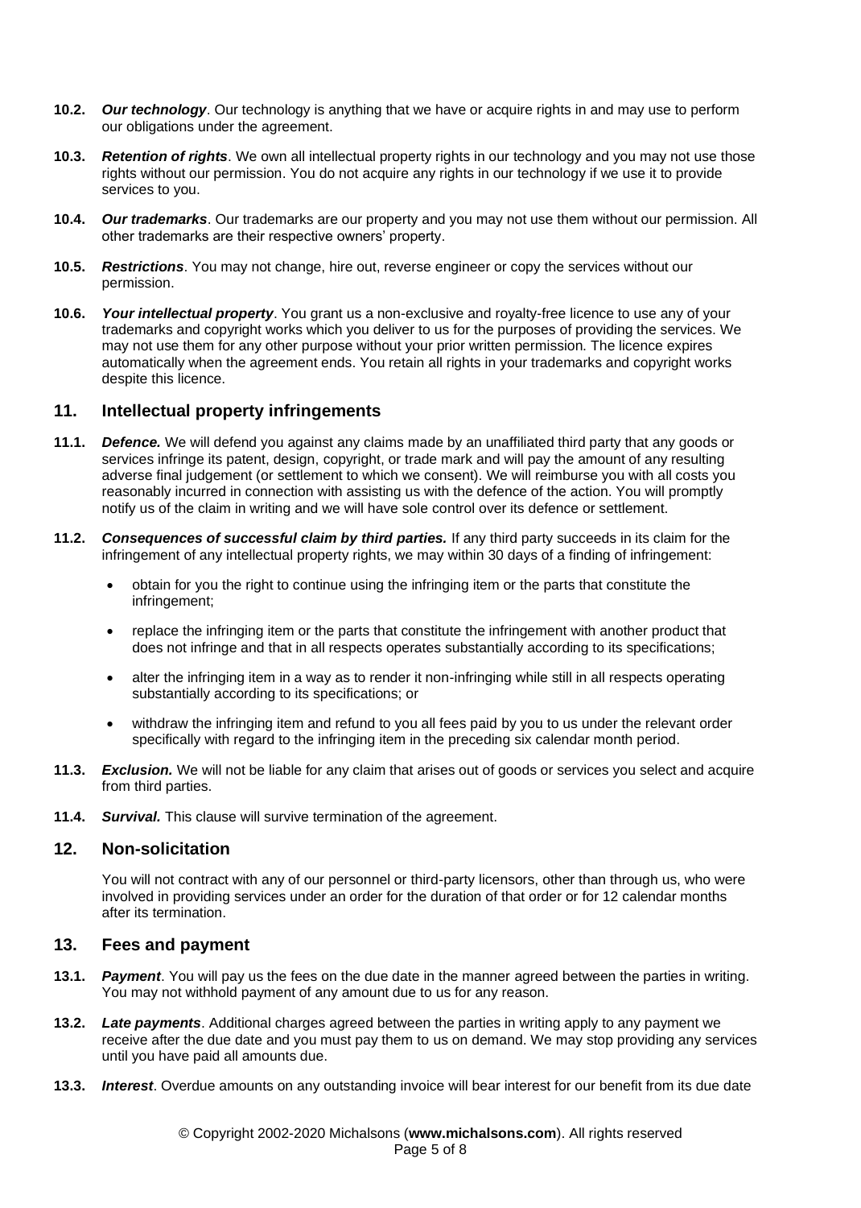**10.2.** ***Our technology***. Our technology is anything that we have or acquire rights in and may use to perform our obligations under the agreement.

**10.3.** ***Retention of rights***. We own all intellectual property rights in our technology and you may not use those rights without our permission. You do not acquire any rights in our technology if we use it to provide services to you.

**10.4.** ***Our trademarks***. Our trademarks are our property and you may not use them without our permission. All other trademarks are their respective owners' property.

**10.5.** ***Restrictions***. You may not change, hire out, reverse engineer or copy the services without our permission.

**10.6.** ***Your intellectual property***. You grant us a non-exclusive and royalty-free licence to use any of your trademarks and copyright works which you deliver to us for the purposes of providing the services. We may not use them for any other purpose without your prior written permission. The licence expires automatically when the agreement ends. You retain all rights in your trademarks and copyright works despite this licence.

## 11. Intellectual property infringements

**11.1.** ***Defence.*** We will defend you against any claims made by an unaffiliated third party that any goods or services infringe its patent, design, copyright, or trade mark and will pay the amount of any resulting adverse final judgement (or settlement to which we consent). We will reimburse you with all costs you reasonably incurred in connection with assisting us with the defence of the action. You will promptly notify us of the claim in writing and we will have sole control over its defence or settlement.

**11.2.** ***Consequences of successful claim by third parties.*** If any third party succeeds in its claim for the infringement of any intellectual property rights, we may within 30 days of a finding of infringement:

- obtain for you the right to continue using the infringing item or the parts that constitute the infringement;
- replace the infringing item or the parts that constitute the infringement with another product that does not infringe and that in all respects operates substantially according to its specifications;
- alter the infringing item in a way as to render it non-infringing while still in all respects operating substantially according to its specifications; or
- withdraw the infringing item and refund to you all fees paid by you to us under the relevant order specifically with regard to the infringing item in the preceding six calendar month period.

**11.3.** ***Exclusion.*** We will not be liable for any claim that arises out of goods or services you select and acquire from third parties.

**11.4.** ***Survival.*** This clause will survive termination of the agreement.

## 12. Non-solicitation

You will not contract with any of our personnel or third-party licensors, other than through us, who were involved in providing services under an order for the duration of that order or for 12 calendar months after its termination.

## 13. Fees and payment

**13.1.** ***Payment***. You will pay us the fees on the due date in the manner agreed between the parties in writing. You may not withhold payment of any amount due to us for any reason.

**13.2.** ***Late payments***. Additional charges agreed between the parties in writing apply to any payment we receive after the due date and you must pay them to us on demand. We may stop providing any services until you have paid all amounts due.

**13.3.** ***Interest***. Overdue amounts on any outstanding invoice will bear interest for our benefit from its due date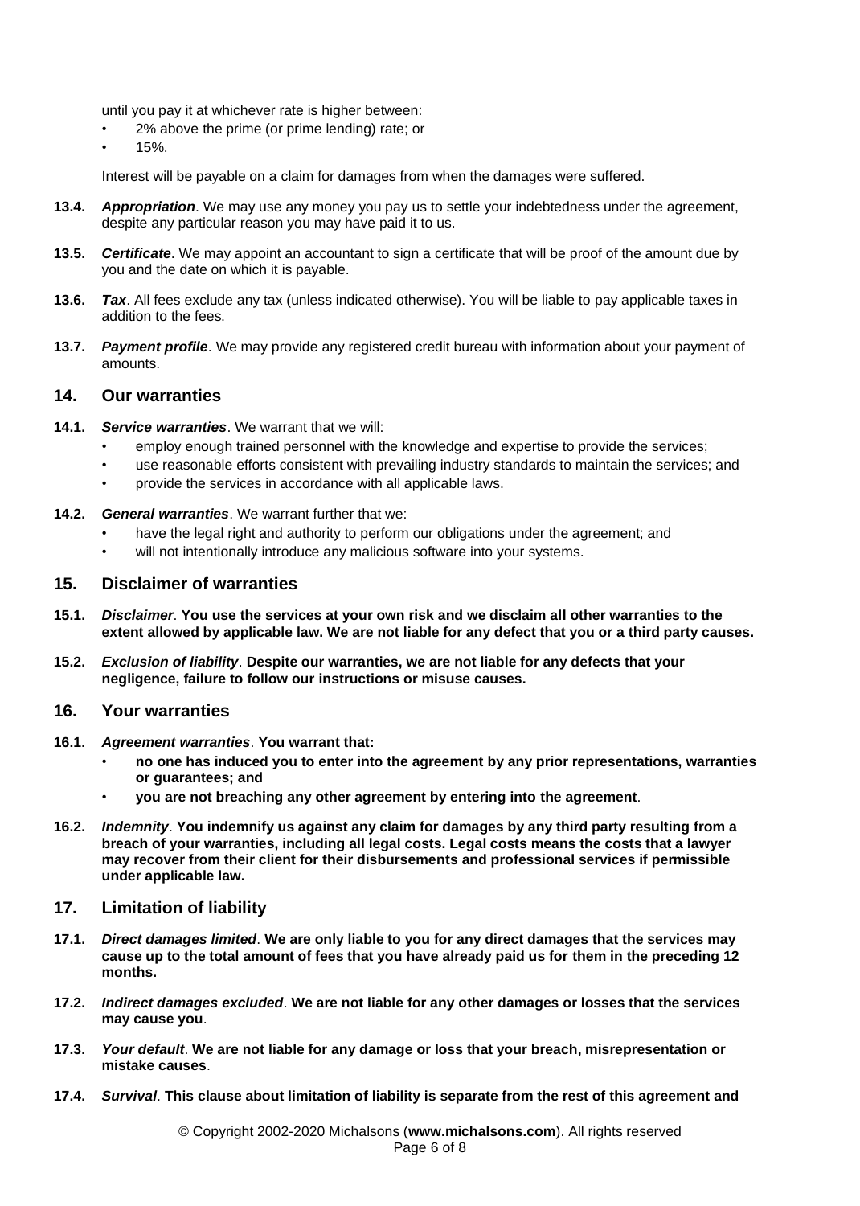until you pay it at whichever rate is higher between:

- 2% above the prime (or prime lending) rate; or
- 15%.

Interest will be payable on a claim for damages from when the damages were suffered.

**13.4.** ***Appropriation***. We may use any money you pay us to settle your indebtedness under the agreement, despite any particular reason you may have paid it to us.

**13.5.** ***Certificate***. We may appoint an accountant to sign a certificate that will be proof of the amount due by you and the date on which it is payable.

**13.6.** ***Tax***. All fees exclude any tax (unless indicated otherwise). You will be liable to pay applicable taxes in addition to the fees.

**13.7.** ***Payment profile***. We may provide any registered credit bureau with information about your payment of amounts.

## 14. Our warranties

**14.1.** ***Service warranties***. We warrant that we will:

- employ enough trained personnel with the knowledge and expertise to provide the services;
- use reasonable efforts consistent with prevailing industry standards to maintain the services; and
- provide the services in accordance with all applicable laws.

**14.2.** ***General warranties***. We warrant further that we:

- have the legal right and authority to perform our obligations under the agreement; and
- will not intentionally introduce any malicious software into your systems.

## 15. Disclaimer of warranties

**15.1.** ***Disclaimer***. **You use the services at your own risk and we disclaim all other warranties to the extent allowed by applicable law. We are not liable for any defect that you or a third party causes.**

**15.2.** ***Exclusion of liability***. **Despite our warranties, we are not liable for any defects that your negligence, failure to follow our instructions or misuse causes.**

## 16. Your warranties

**16.1.** ***Agreement warranties***. **You warrant that:**

- **no one has induced you to enter into the agreement by any prior representations, warranties or guarantees; and**
- **you are not breaching any other agreement by entering into the agreement**.

**16.2.** ***Indemnity***. **You indemnify us against any claim for damages by any third party resulting from a breach of your warranties, including all legal costs. Legal costs means the costs that a lawyer may recover from their client for their disbursements and professional services if permissible under applicable law.**

## 17. Limitation of liability

**17.1.** ***Direct damages limited***. **We are only liable to you for any direct damages that the services may cause up to the total amount of fees that you have already paid us for them in the preceding 12 months.**

**17.2.** ***Indirect damages excluded***. **We are not liable for any other damages or losses that the services may cause you**.

**17.3.** ***Your default***. **We are not liable for any damage or loss that your breach, misrepresentation or mistake causes**.

**17.4.** ***Survival***. **This clause about limitation of liability is separate from the rest of this agreement and**

© Copyright 2002-2020 Michalsons (**www.michalsons.com**). All rights reserved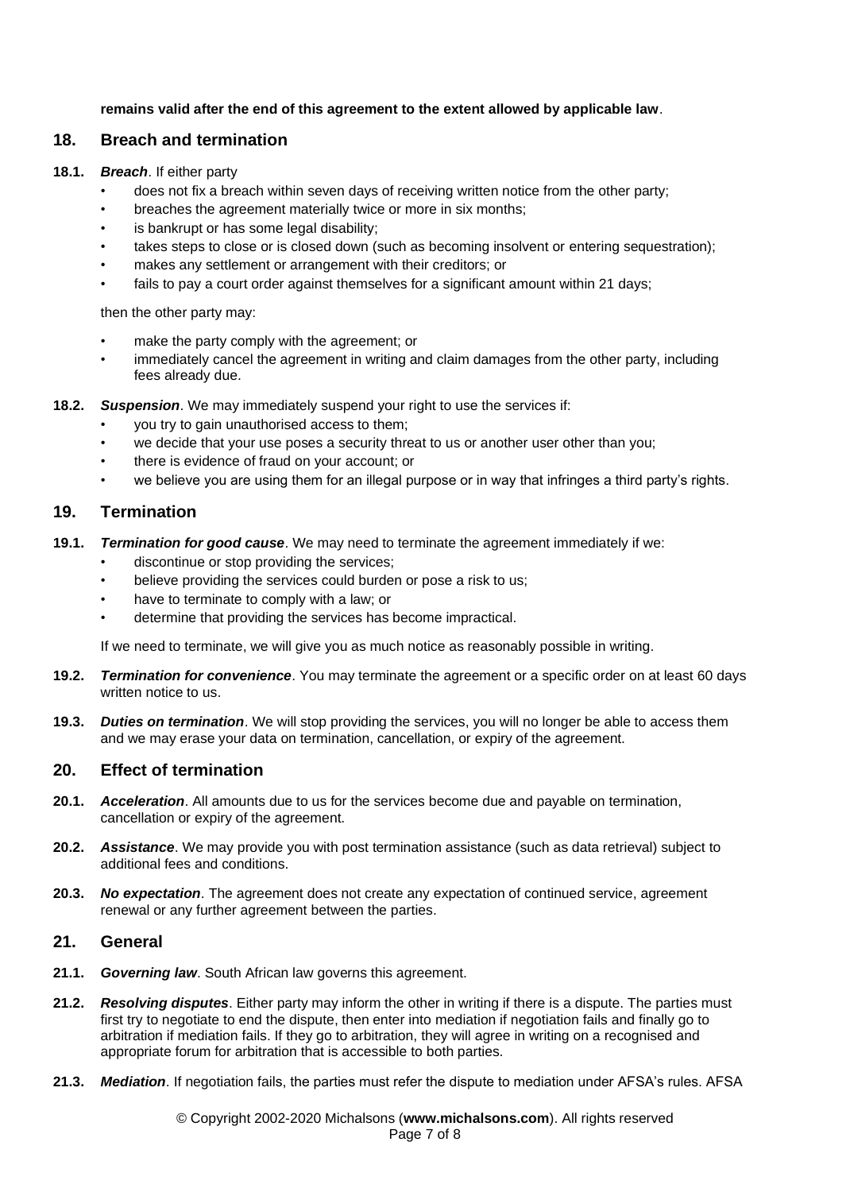**remains valid after the end of this agreement to the extent allowed by applicable law**.

## 18. Breach and termination

**18.1.** ***Breach***. If either party

- does not fix a breach within seven days of receiving written notice from the other party;
- breaches the agreement materially twice or more in six months;
- is bankrupt or has some legal disability;
- takes steps to close or is closed down (such as becoming insolvent or entering sequestration);
- makes any settlement or arrangement with their creditors; or
- fails to pay a court order against themselves for a significant amount within 21 days;

then the other party may:

- make the party comply with the agreement; or
- immediately cancel the agreement in writing and claim damages from the other party, including fees already due.

**18.2.** ***Suspension***. We may immediately suspend your right to use the services if:

- you try to gain unauthorised access to them;
- we decide that your use poses a security threat to us or another user other than you;
- there is evidence of fraud on your account; or
- we believe you are using them for an illegal purpose or in way that infringes a third party's rights.

## 19. Termination

**19.1.** ***Termination for good cause***. We may need to terminate the agreement immediately if we:

- discontinue or stop providing the services;
- believe providing the services could burden or pose a risk to us;
- have to terminate to comply with a law; or
- determine that providing the services has become impractical.

If we need to terminate, we will give you as much notice as reasonably possible in writing.

**19.2.** ***Termination for convenience***. You may terminate the agreement or a specific order on at least 60 days written notice to us.

**19.3.** ***Duties on termination***. We will stop providing the services, you will no longer be able to access them and we may erase your data on termination, cancellation, or expiry of the agreement.

## 20. Effect of termination

**20.1.** ***Acceleration***. All amounts due to us for the services become due and payable on termination, cancellation or expiry of the agreement.

**20.2.** ***Assistance***. We may provide you with post termination assistance (such as data retrieval) subject to additional fees and conditions.

**20.3.** ***No expectation***. The agreement does not create any expectation of continued service, agreement renewal or any further agreement between the parties.

## 21. General

**21.1.** ***Governing law***. South African law governs this agreement.

**21.2.** ***Resolving disputes***. Either party may inform the other in writing if there is a dispute. The parties must first try to negotiate to end the dispute, then enter into mediation if negotiation fails and finally go to arbitration if mediation fails. If they go to arbitration, they will agree in writing on a recognised and appropriate forum for arbitration that is accessible to both parties.

**21.3.** ***Mediation***. If negotiation fails, the parties must refer the dispute to mediation under AFSA's rules. AFSA

© Copyright 2002-2020 Michalsons (**www.michalsons.com**). All rights reserved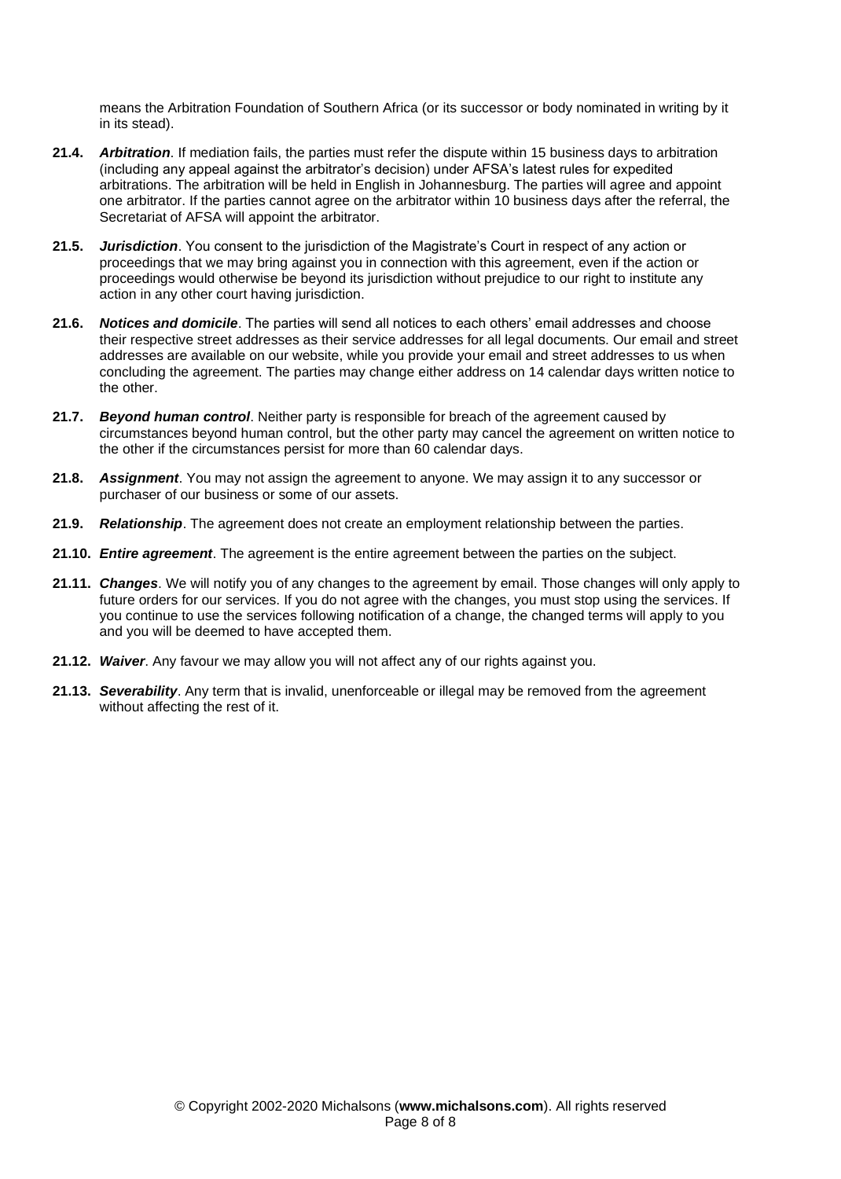means the Arbitration Foundation of Southern Africa (or its successor or body nominated in writing by it in its stead).

**21.4.** ***Arbitration***. If mediation fails, the parties must refer the dispute within 15 business days to arbitration (including any appeal against the arbitrator's decision) under AFSA's latest rules for expedited arbitrations. The arbitration will be held in English in Johannesburg. The parties will agree and appoint one arbitrator. If the parties cannot agree on the arbitrator within 10 business days after the referral, the Secretariat of AFSA will appoint the arbitrator.

**21.5.** ***Jurisdiction***. You consent to the jurisdiction of the Magistrate's Court in respect of any action or proceedings that we may bring against you in connection with this agreement, even if the action or proceedings would otherwise be beyond its jurisdiction without prejudice to our right to institute any action in any other court having jurisdiction.

**21.6.** ***Notices and domicile***. The parties will send all notices to each others' email addresses and choose their respective street addresses as their service addresses for all legal documents. Our email and street addresses are available on our website, while you provide your email and street addresses to us when concluding the agreement. The parties may change either address on 14 calendar days written notice to the other.

**21.7.** ***Beyond human control***. Neither party is responsible for breach of the agreement caused by circumstances beyond human control, but the other party may cancel the agreement on written notice to the other if the circumstances persist for more than 60 calendar days.

**21.8.** ***Assignment***. You may not assign the agreement to anyone. We may assign it to any successor or purchaser of our business or some of our assets.

**21.9.** ***Relationship***. The agreement does not create an employment relationship between the parties.

**21.10.** ***Entire agreement***. The agreement is the entire agreement between the parties on the subject.

**21.11.** ***Changes***. We will notify you of any changes to the agreement by email. Those changes will only apply to future orders for our services. If you do not agree with the changes, you must stop using the services. If you continue to use the services following notification of a change, the changed terms will apply to you and you will be deemed to have accepted them.

**21.12.** ***Waiver***. Any favour we may allow you will not affect any of our rights against you.

**21.13.** ***Severability***. Any term that is invalid, unenforceable or illegal may be removed from the agreement without affecting the rest of it.